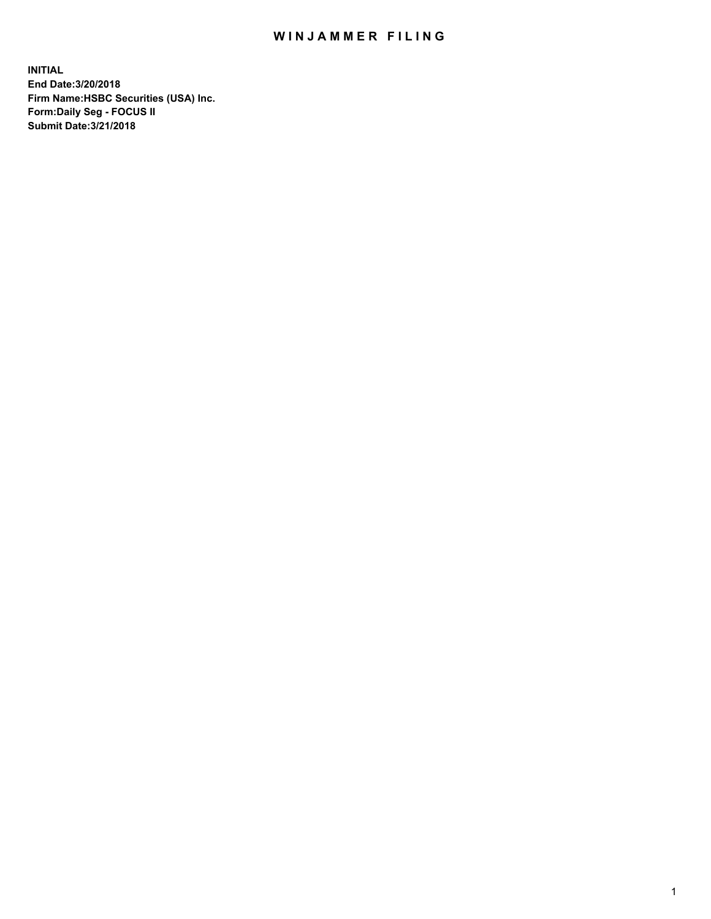# WINJAMMER FILING

**INITIAL**
**End Date:3/20/2018**
**Firm Name:HSBC Securities (USA) Inc.**
**Form:Daily Seg - FOCUS II**
**Submit Date:3/21/2018**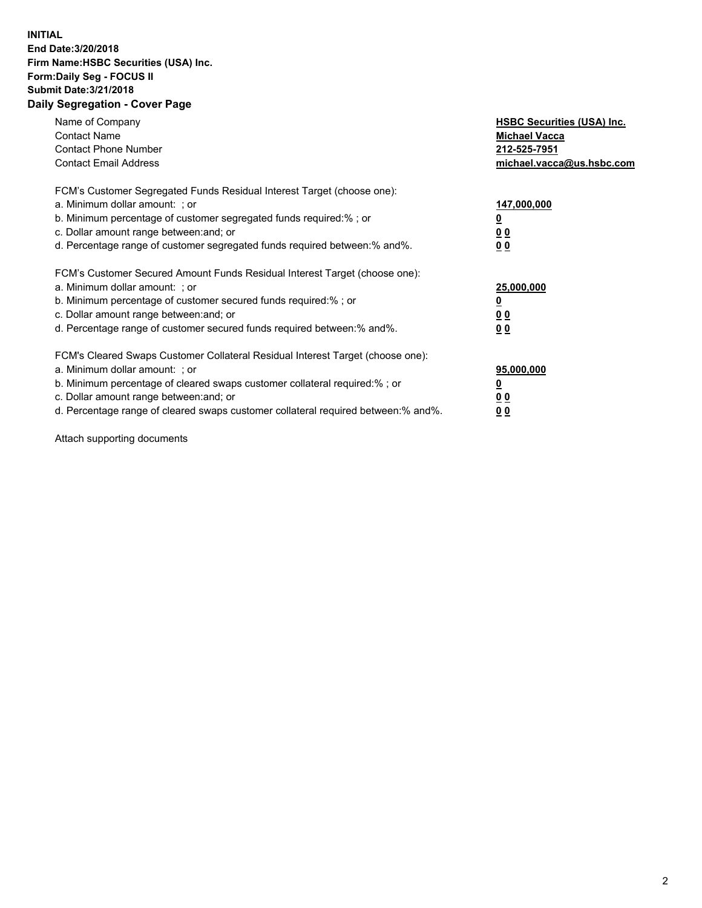**INITIAL**
**End Date:3/20/2018**
**Firm Name:HSBC Securities (USA) Inc.**
**Form:Daily Seg - FOCUS II**
**Submit Date:3/21/2018**
**Daily Segregation - Cover Page**

| | |
|---|---|
| Name of Company | **HSBC Securities (USA) Inc.** |
| Contact Name | **Michael Vacca** |
| Contact Phone Number | **212-525-7951** |
| Contact Email Address | **michael.vacca@us.hsbc.com** |

| | |
|---|---|
| FCM's Customer Segregated Funds Residual Interest Target (choose one): | |
| a. Minimum dollar amount: ; or | **147,000,000** |
| b. Minimum percentage of customer segregated funds required:% ; or | **0** |
| c. Dollar amount range between:and; or | **0 0** |
| d. Percentage range of customer segregated funds required between:% and%. | **0 0** |

| | |
|---|---|
| FCM's Customer Secured Amount Funds Residual Interest Target (choose one): | |
| a. Minimum dollar amount: ; or | **25,000,000** |
| b. Minimum percentage of customer secured funds required:% ; or | **0** |
| c. Dollar amount range between:and; or | **0 0** |
| d. Percentage range of customer secured funds required between:% and%. | **0 0** |

| | |
|---|---|
| FCM's Cleared Swaps Customer Collateral Residual Interest Target (choose one): | |
| a. Minimum dollar amount: ; or | **95,000,000** |
| b. Minimum percentage of cleared swaps customer collateral required:% ; or | **0** |
| c. Dollar amount range between:and; or | **0 0** |
| d. Percentage range of cleared swaps customer collateral required between:% and%. | **0 0** |

Attach supporting documents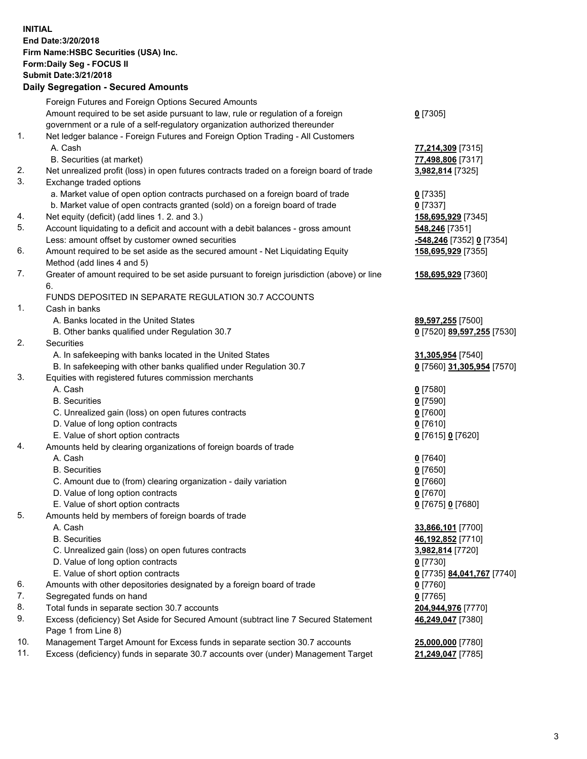**INITIAL**
**End Date:3/20/2018**
**Firm Name:HSBC Securities (USA) Inc.**
**Form:Daily Seg - FOCUS II**
**Submit Date:3/21/2018**

**Daily Segregation - Secured Amounts**

| | | |
|---|---|---|
| | Foreign Futures and Foreign Options Secured Amounts | |
| | Amount required to be set aside pursuant to law, rule or regulation of a foreign government or a rule of a self-regulatory organization authorized thereunder | **0** [7305] |
| 1. | Net ledger balance - Foreign Futures and Foreign Option Trading - All Customers | |
| | A. Cash | **77,214,309** [7315] |
| | B. Securities (at market) | **77,498,806** [7317] |
| 2. | Net unrealized profit (loss) in open futures contracts traded on a foreign board of trade | **3,982,814** [7325] |
| 3. | Exchange traded options | |
| | a. Market value of open option contracts purchased on a foreign board of trade | **0** [7335] |
| | b. Market value of open contracts granted (sold) on a foreign board of trade | **0** [7337] |
| 4. | Net equity (deficit) (add lines 1. 2. and 3.) | **158,695,929** [7345] |
| 5. | Account liquidating to a deficit and account with a debit balances - gross amount | **548,246** [7351] |
| | Less: amount offset by customer owned securities | **-548,246** [7352] **0** [7354] |
| 6. | Amount required to be set aside as the secured amount - Net Liquidating Equity Method (add lines 4 and 5) | **158,695,929** [7355] |
| 7. | Greater of amount required to be set aside pursuant to foreign jurisdiction (above) or line 6. | **158,695,929** [7360] |
| | FUNDS DEPOSITED IN SEPARATE REGULATION 30.7 ACCOUNTS | |
| 1. | Cash in banks | |
| | A. Banks located in the United States | **89,597,255** [7500] |
| | B. Other banks qualified under Regulation 30.7 | **0** [7520] **89,597,255** [7530] |
| 2. | Securities | |
| | A. In safekeeping with banks located in the United States | **31,305,954** [7540] |
| | B. In safekeeping with other banks qualified under Regulation 30.7 | **0** [7560] **31,305,954** [7570] |
| 3. | Equities with registered futures commission merchants | |
| | A. Cash | **0** [7580] |
| | B. Securities | **0** [7590] |
| | C. Unrealized gain (loss) on open futures contracts | **0** [7600] |
| | D. Value of long option contracts | **0** [7610] |
| | E. Value of short option contracts | **0** [7615] **0** [7620] |
| 4. | Amounts held by clearing organizations of foreign boards of trade | |
| | A. Cash | **0** [7640] |
| | B. Securities | **0** [7650] |
| | C. Amount due to (from) clearing organization - daily variation | **0** [7660] |
| | D. Value of long option contracts | **0** [7670] |
| | E. Value of short option contracts | **0** [7675] **0** [7680] |
| 5. | Amounts held by members of foreign boards of trade | |
| | A. Cash | **33,866,101** [7700] |
| | B. Securities | **46,192,852** [7710] |
| | C. Unrealized gain (loss) on open futures contracts | **3,982,814** [7720] |
| | D. Value of long option contracts | **0** [7730] |
| | E. Value of short option contracts | **0** [7735] **84,041,767** [7740] |
| 6. | Amounts with other depositories designated by a foreign board of trade | **0** [7760] |
| 7. | Segregated funds on hand | **0** [7765] |
| 8. | Total funds in separate section 30.7 accounts | **204,944,976** [7770] |
| 9. | Excess (deficiency) Set Aside for Secured Amount (subtract line 7 Secured Statement Page 1 from Line 8) | **46,249,047** [7380] |
| 10. | Management Target Amount for Excess funds in separate section 30.7 accounts | **25,000,000** [7780] |
| 11. | Excess (deficiency) funds in separate 30.7 accounts over (under) Management Target | **21,249,047** [7785] |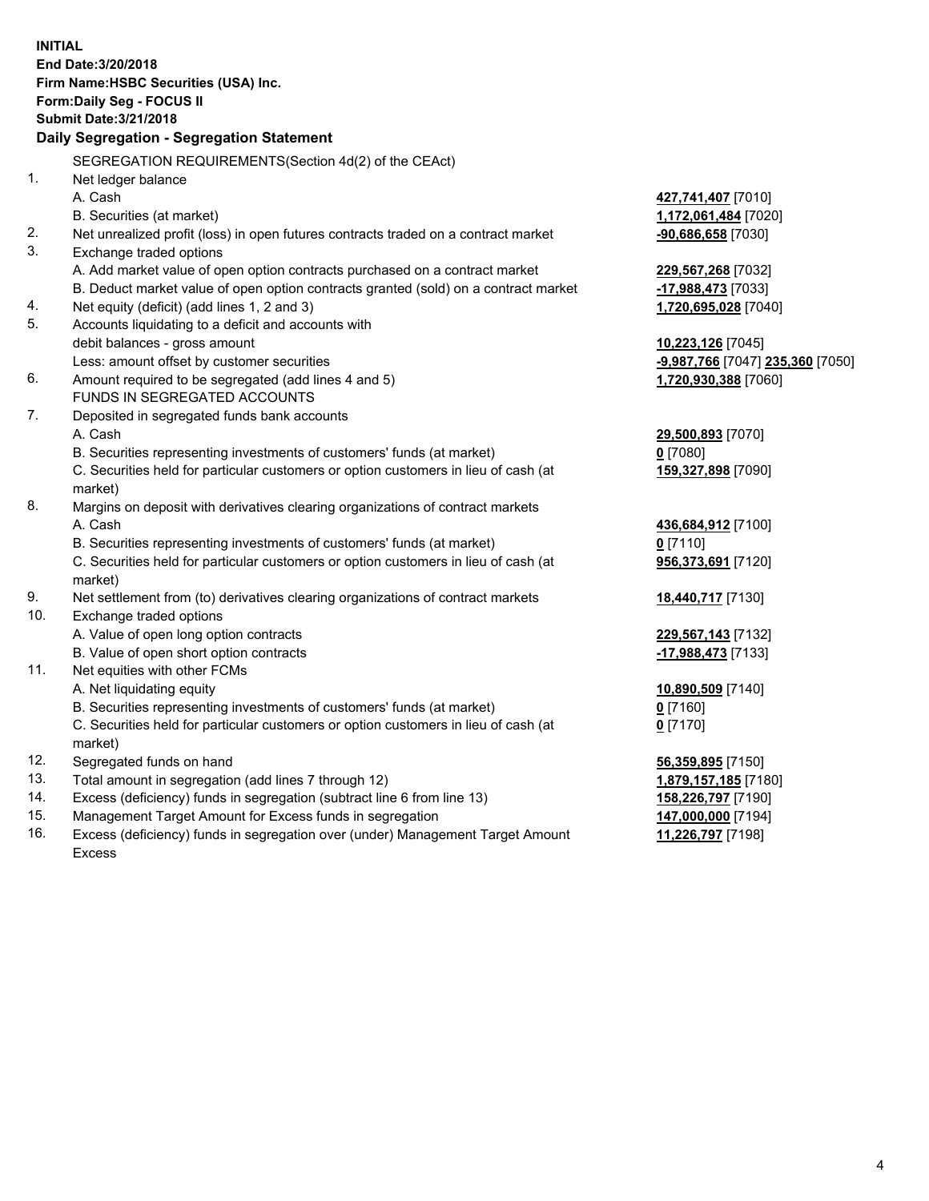**INITIAL**
**End Date:3/20/2018**
**Firm Name:HSBC Securities (USA) Inc.**
**Form:Daily Seg - FOCUS II**
**Submit Date:3/21/2018**

### Daily Segregation - Segregation Statement

SEGREGATION REQUIREMENTS(Section 4d(2) of the CEAct)

| | | |
|---|---|---|
| 1. | Net ledger balance | |
| | A. Cash | **427,741,407** [7010] |
| | B. Securities (at market) | **1,172,061,484** [7020] |
| 2. | Net unrealized profit (loss) in open futures contracts traded on a contract market | **-90,686,658** [7030] |
| 3. | Exchange traded options | |
| | A. Add market value of open option contracts purchased on a contract market | **229,567,268** [7032] |
| | B. Deduct market value of open option contracts granted (sold) on a contract market | **-17,988,473** [7033] |
| 4. | Net equity (deficit) (add lines 1, 2 and 3) | **1,720,695,028** [7040] |
| 5. | Accounts liquidating to a deficit and accounts with | |
| | debit balances - gross amount | **10,223,126** [7045] |
| | Less: amount offset by customer securities | **-9,987,766** [7047] **235,360** [7050] |
| 6. | Amount required to be segregated (add lines 4 and 5) | **1,720,930,388** [7060] |
| | FUNDS IN SEGREGATED ACCOUNTS | |
| 7. | Deposited in segregated funds bank accounts | |
| | A. Cash | **29,500,893** [7070] |
| | B. Securities representing investments of customers' funds (at market) | **0** [7080] |
| | C. Securities held for particular customers or option customers in lieu of cash (at market) | **159,327,898** [7090] |
| 8. | Margins on deposit with derivatives clearing organizations of contract markets | |
| | A. Cash | **436,684,912** [7100] |
| | B. Securities representing investments of customers' funds (at market) | **0** [7110] |
| | C. Securities held for particular customers or option customers in lieu of cash (at market) | **956,373,691** [7120] |
| 9. | Net settlement from (to) derivatives clearing organizations of contract markets | **18,440,717** [7130] |
| 10. | Exchange traded options | |
| | A. Value of open long option contracts | **229,567,143** [7132] |
| | B. Value of open short option contracts | **-17,988,473** [7133] |
| 11. | Net equities with other FCMs | |
| | A. Net liquidating equity | **10,890,509** [7140] |
| | B. Securities representing investments of customers' funds (at market) | **0** [7160] |
| | C. Securities held for particular customers or option customers in lieu of cash (at market) | **0** [7170] |
| 12. | Segregated funds on hand | **56,359,895** [7150] |
| 13. | Total amount in segregation (add lines 7 through 12) | **1,879,157,185** [7180] |
| 14. | Excess (deficiency) funds in segregation (subtract line 6 from line 13) | **158,226,797** [7190] |
| 15. | Management Target Amount for Excess funds in segregation | **147,000,000** [7194] |
| 16. | Excess (deficiency) funds in segregation over (under) Management Target Amount Excess | **11,226,797** [7198] |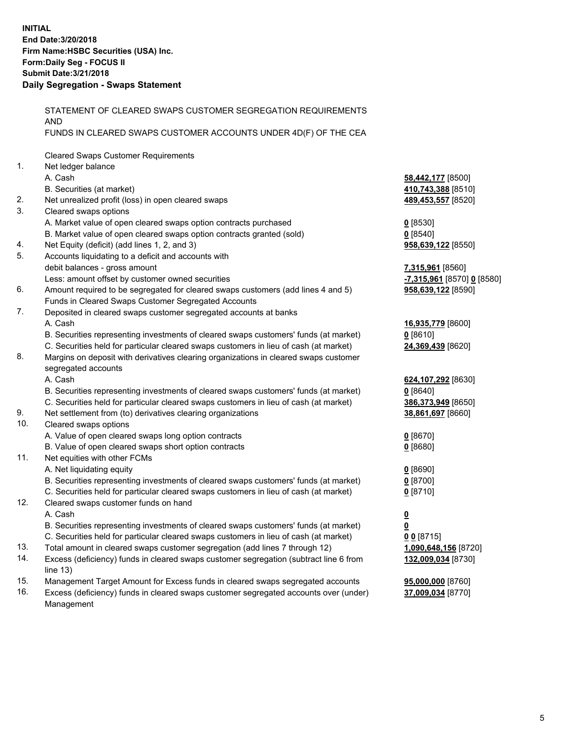**INITIAL**
**End Date:3/20/2018**
**Firm Name:HSBC Securities (USA) Inc.**
**Form:Daily Seg - FOCUS II**
**Submit Date:3/21/2018**
**Daily Segregation - Swaps Statement**

STATEMENT OF CLEARED SWAPS CUSTOMER SEGREGATION REQUIREMENTS AND FUNDS IN CLEARED SWAPS CUSTOMER ACCOUNTS UNDER 4D(F) OF THE CEA

| | | |
|---|---|---|
| | Cleared Swaps Customer Requirements | |
| 1. | Net ledger balance | |
| | A. Cash | **58,442,177** [8500] |
| | B. Securities (at market) | **410,743,388** [8510] |
| 2. | Net unrealized profit (loss) in open cleared swaps | **489,453,557** [8520] |
| 3. | Cleared swaps options | |
| | A. Market value of open cleared swaps option contracts purchased | **0** [8530] |
| | B. Market value of open cleared swaps option contracts granted (sold) | **0** [8540] |
| 4. | Net Equity (deficit) (add lines 1, 2, and 3) | **958,639,122** [8550] |
| 5. | Accounts liquidating to a deficit and accounts with debit balances - gross amount | **7,315,961** [8560] |
| | Less: amount offset by customer owned securities | **-7,315,961** [8570] **0** [8580] |
| 6. | Amount required to be segregated for cleared swaps customers (add lines 4 and 5) | **958,639,122** [8590] |
| | Funds in Cleared Swaps Customer Segregated Accounts | |
| 7. | Deposited in cleared swaps customer segregated accounts at banks | |
| | A. Cash | **16,935,779** [8600] |
| | B. Securities representing investments of cleared swaps customers' funds (at market) | **0** [8610] |
| | C. Securities held for particular cleared swaps customers in lieu of cash (at market) | **24,369,439** [8620] |
| 8. | Margins on deposit with derivatives clearing organizations in cleared swaps customer segregated accounts | |
| | A. Cash | **624,107,292** [8630] |
| | B. Securities representing investments of cleared swaps customers' funds (at market) | **0** [8640] |
| | C. Securities held for particular cleared swaps customers in lieu of cash (at market) | **386,373,949** [8650] |
| 9. | Net settlement from (to) derivatives clearing organizations | **38,861,697** [8660] |
| 10. | Cleared swaps options | |
| | A. Value of open cleared swaps long option contracts | **0** [8670] |
| | B. Value of open cleared swaps short option contracts | **0** [8680] |
| 11. | Net equities with other FCMs | |
| | A. Net liquidating equity | **0** [8690] |
| | B. Securities representing investments of cleared swaps customers' funds (at market) | **0** [8700] |
| | C. Securities held for particular cleared swaps customers in lieu of cash (at market) | **0** [8710] |
| 12. | Cleared swaps customer funds on hand | |
| | A. Cash | **0** |
| | B. Securities representing investments of cleared swaps customers' funds (at market) | **0** |
| | C. Securities held for particular cleared swaps customers in lieu of cash (at market) | **0** **0** [8715] |
| 13. | Total amount in cleared swaps customer segregation (add lines 7 through 12) | **1,090,648,156** [8720] |
| 14. | Excess (deficiency) funds in cleared swaps customer segregation (subtract line 6 from line 13) | **132,009,034** [8730] |
| 15. | Management Target Amount for Excess funds in cleared swaps segregated accounts | **95,000,000** [8760] |
| 16. | Excess (deficiency) funds in cleared swaps customer segregated accounts over (under) Management | **37,009,034** [8770] |